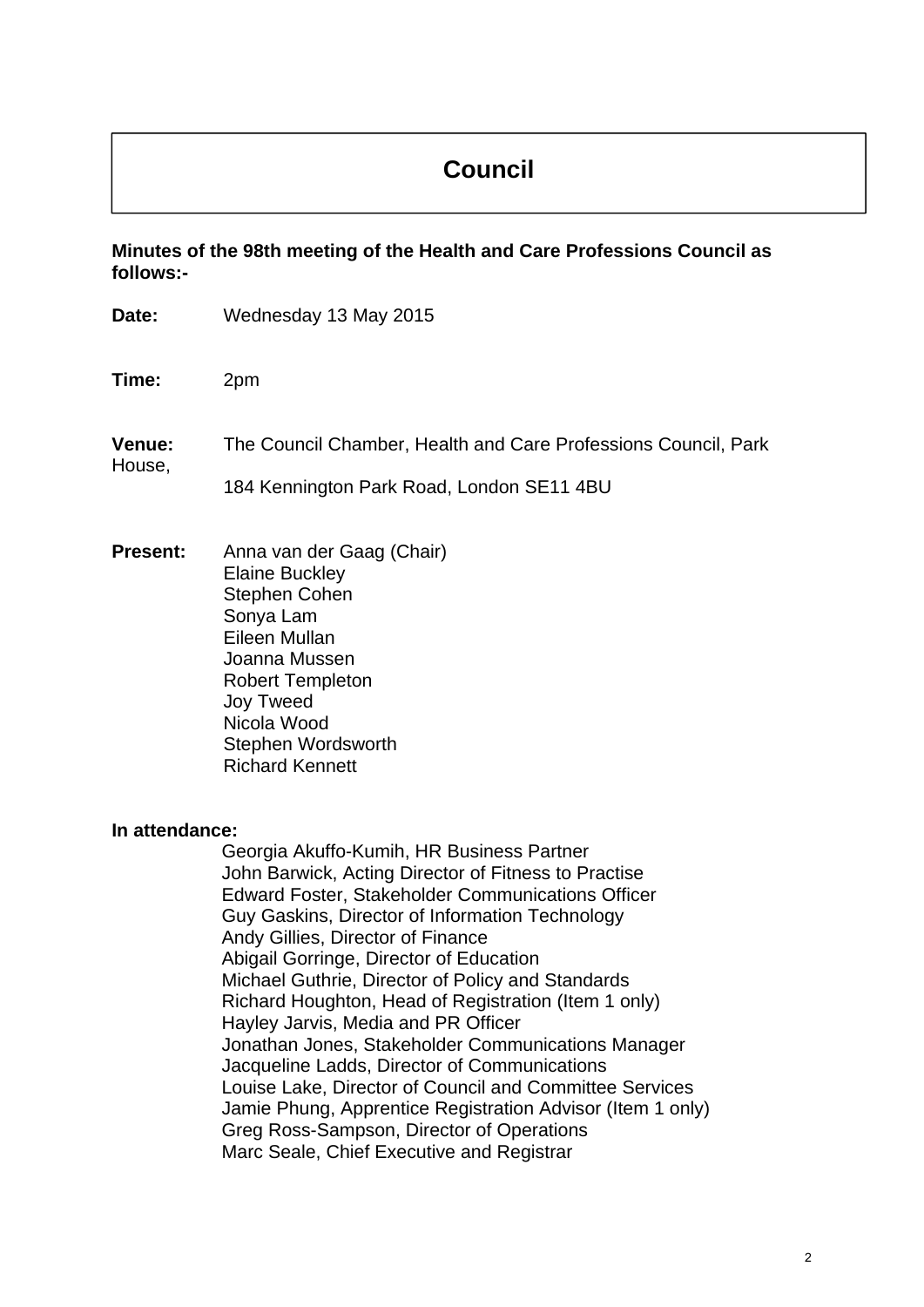# Council

**Minutes of the 98th meeting of the Health and Care Professions Council as follows:-**

**Date:** Wednesday 13 May 2015

**Time:** 2pm

**Venue:** The Council Chamber, Health and Care Professions Council, Park House,
184 Kennington Park Road, London SE11 4BU

**Present:** Anna van der Gaag (Chair)
Elaine Buckley
Stephen Cohen
Sonya Lam
Eileen Mullan
Joanna Mussen
Robert Templeton
Joy Tweed
Nicola Wood
Stephen Wordsworth
Richard Kennett

**In attendance:**

Georgia Akuffo-Kumih, HR Business Partner
John Barwick, Acting Director of Fitness to Practise
Edward Foster, Stakeholder Communications Officer
Guy Gaskins, Director of Information Technology
Andy Gillies, Director of Finance
Abigail Gorringe, Director of Education
Michael Guthrie, Director of Policy and Standards
Richard Houghton, Head of Registration (Item 1 only)
Hayley Jarvis, Media and PR Officer
Jonathan Jones, Stakeholder Communications Manager
Jacqueline Ladds, Director of Communications
Louise Lake, Director of Council and Committee Services
Jamie Phung, Apprentice Registration Advisor (Item 1 only)
Greg Ross-Sampson, Director of Operations
Marc Seale, Chief Executive and Registrar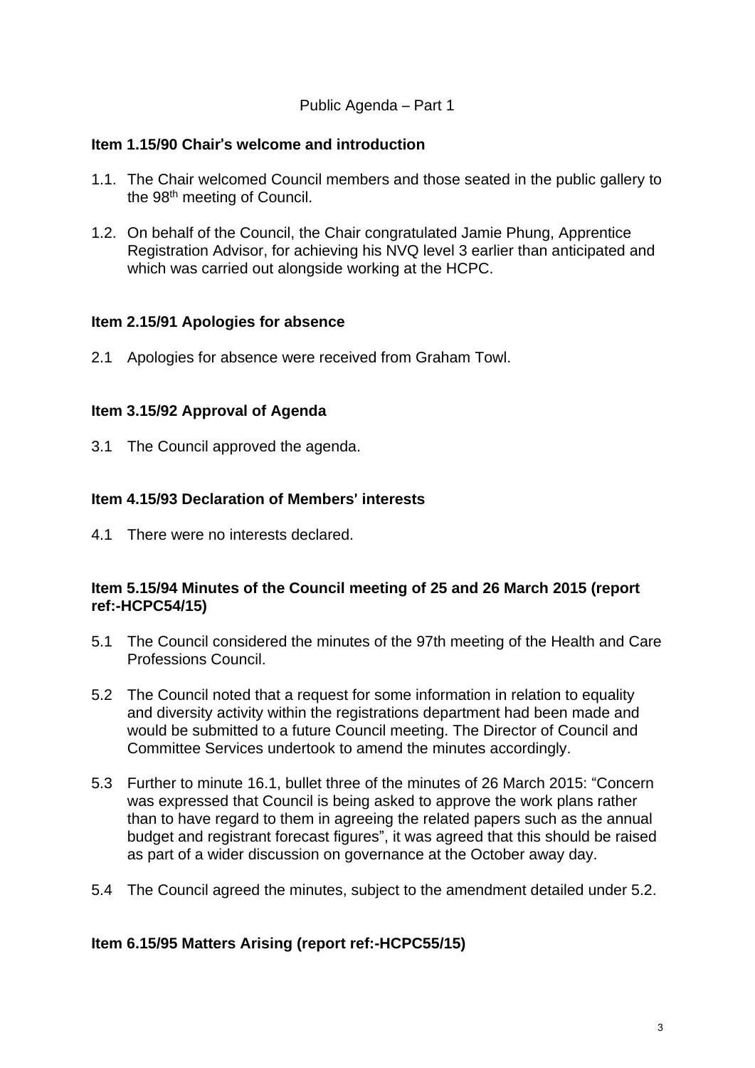Public Agenda – Part 1

**Item 1.15/90 Chair's welcome and introduction**

1.1. The Chair welcomed Council members and those seated in the public gallery to the 98th meeting of Council.

1.2. On behalf of the Council, the Chair congratulated Jamie Phung, Apprentice Registration Advisor, for achieving his NVQ level 3 earlier than anticipated and which was carried out alongside working at the HCPC.

**Item 2.15/91 Apologies for absence**

2.1 Apologies for absence were received from Graham Towl.

**Item 3.15/92 Approval of Agenda**

3.1 The Council approved the agenda.

**Item 4.15/93 Declaration of Members' interests**

4.1 There were no interests declared.

**Item 5.15/94 Minutes of the Council meeting of 25 and 26 March 2015 (report ref:-HCPC54/15)**

5.1 The Council considered the minutes of the 97th meeting of the Health and Care Professions Council.

5.2 The Council noted that a request for some information in relation to equality and diversity activity within the registrations department had been made and would be submitted to a future Council meeting. The Director of Council and Committee Services undertook to amend the minutes accordingly.

5.3 Further to minute 16.1, bullet three of the minutes of 26 March 2015: "Concern was expressed that Council is being asked to approve the work plans rather than to have regard to them in agreeing the related papers such as the annual budget and registrant forecast figures", it was agreed that this should be raised as part of a wider discussion on governance at the October away day.

5.4 The Council agreed the minutes, subject to the amendment detailed under 5.2.

**Item 6.15/95 Matters Arising (report ref:-HCPC55/15)**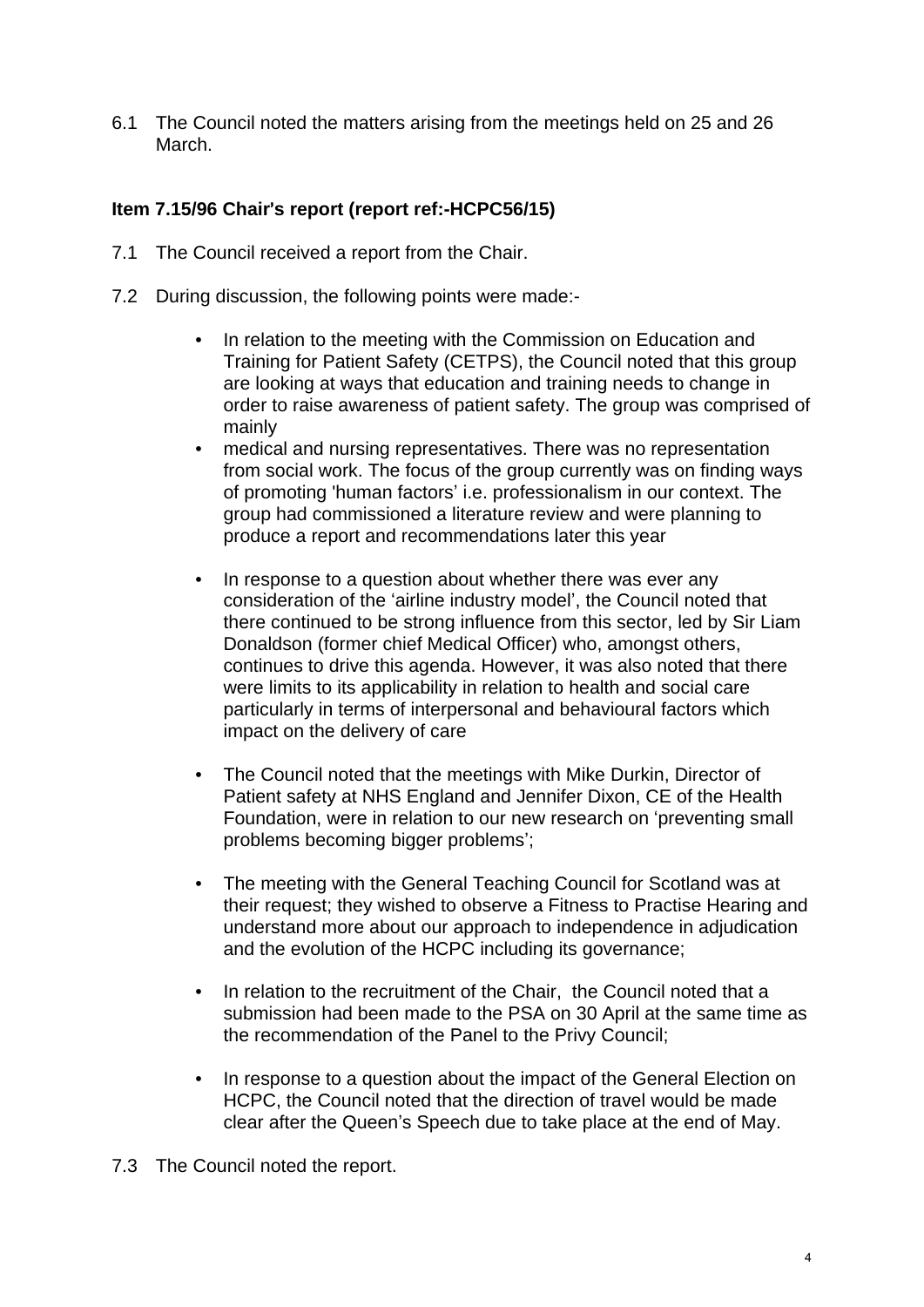6.1 The Council noted the matters arising from the meetings held on 25 and 26 March.

**Item 7.15/96 Chair's report (report ref:-HCPC56/15)**

7.1 The Council received a report from the Chair.

7.2 During discussion, the following points were made:-

- In relation to the meeting with the Commission on Education and Training for Patient Safety (CETPS), the Council noted that this group are looking at ways that education and training needs to change in order to raise awareness of patient safety. The group was comprised of mainly
- medical and nursing representatives. There was no representation from social work. The focus of the group currently was on finding ways of promoting 'human factors' i.e. professionalism in our context. The group had commissioned a literature review and were planning to produce a report and recommendations later this year

- In response to a question about whether there was ever any consideration of the 'airline industry model', the Council noted that there continued to be strong influence from this sector, led by Sir Liam Donaldson (former chief Medical Officer) who, amongst others, continues to drive this agenda. However, it was also noted that there were limits to its applicability in relation to health and social care particularly in terms of interpersonal and behavioural factors which impact on the delivery of care

- The Council noted that the meetings with Mike Durkin, Director of Patient safety at NHS England and Jennifer Dixon, CE of the Health Foundation, were in relation to our new research on 'preventing small problems becoming bigger problems';

- The meeting with the General Teaching Council for Scotland was at their request; they wished to observe a Fitness to Practise Hearing and understand more about our approach to independence in adjudication and the evolution of the HCPC including its governance;

- In relation to the recruitment of the Chair, the Council noted that a submission had been made to the PSA on 30 April at the same time as the recommendation of the Panel to the Privy Council;

- In response to a question about the impact of the General Election on HCPC, the Council noted that the direction of travel would be made clear after the Queen's Speech due to take place at the end of May.

7.3 The Council noted the report.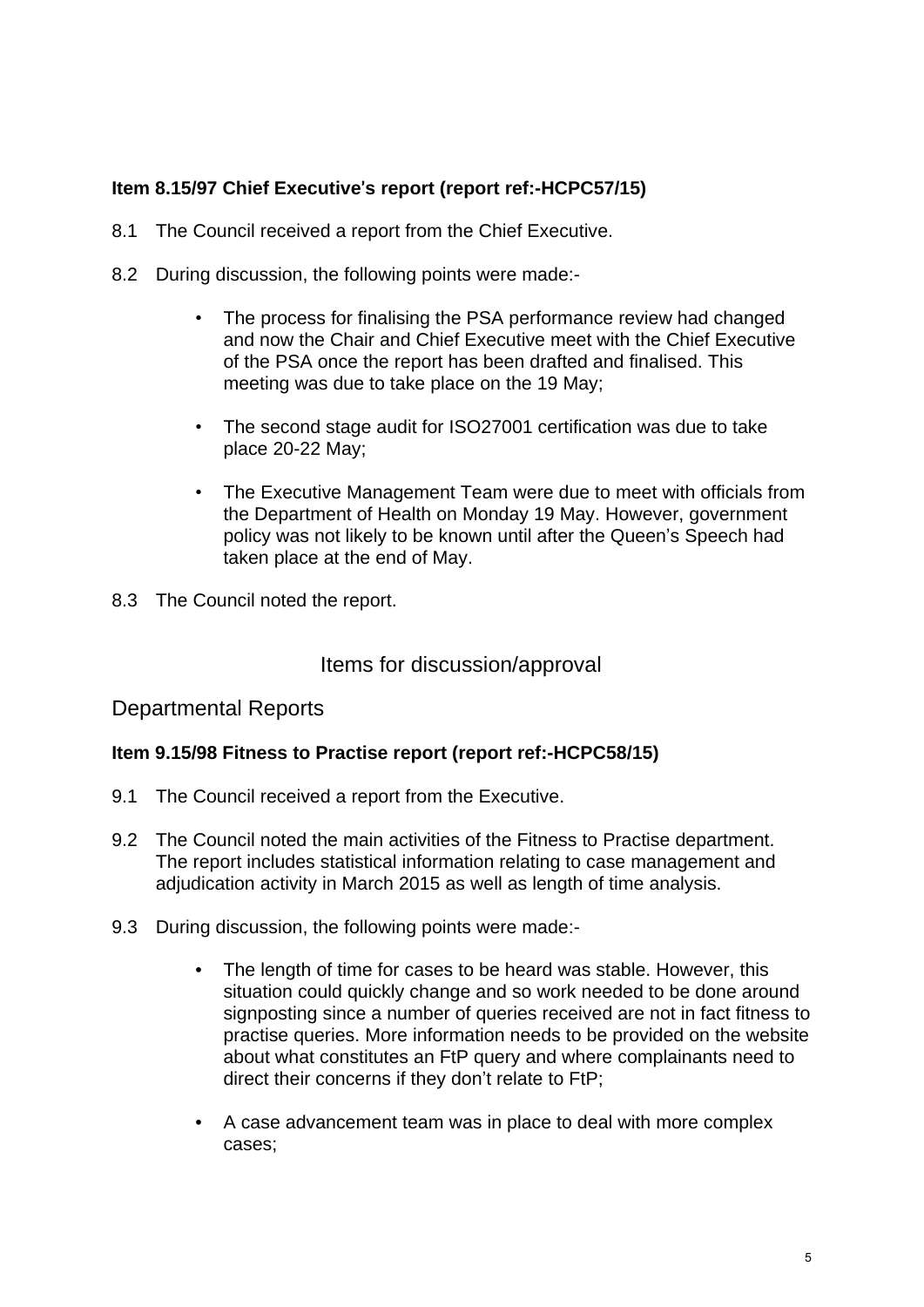**Item 8.15/97 Chief Executive's report (report ref:-HCPC57/15)**

8.1 The Council received a report from the Chief Executive.

8.2 During discussion, the following points were made:-

- The process for finalising the PSA performance review had changed and now the Chair and Chief Executive meet with the Chief Executive of the PSA once the report has been drafted and finalised. This meeting was due to take place on the 19 May;

- The second stage audit for ISO27001 certification was due to take place 20-22 May;

- The Executive Management Team were due to meet with officials from the Department of Health on Monday 19 May. However, government policy was not likely to be known until after the Queen's Speech had taken place at the end of May.

8.3 The Council noted the report.

## Items for discussion/approval

### Departmental Reports

**Item 9.15/98 Fitness to Practise report (report ref:-HCPC58/15)**

9.1 The Council received a report from the Executive.

9.2 The Council noted the main activities of the Fitness to Practise department. The report includes statistical information relating to case management and adjudication activity in March 2015 as well as length of time analysis.

9.3 During discussion, the following points were made:-

- The length of time for cases to be heard was stable. However, this situation could quickly change and so work needed to be done around signposting since a number of queries received are not in fact fitness to practise queries. More information needs to be provided on the website about what constitutes an FtP query and where complainants need to direct their concerns if they don't relate to FtP;

- A case advancement team was in place to deal with more complex cases;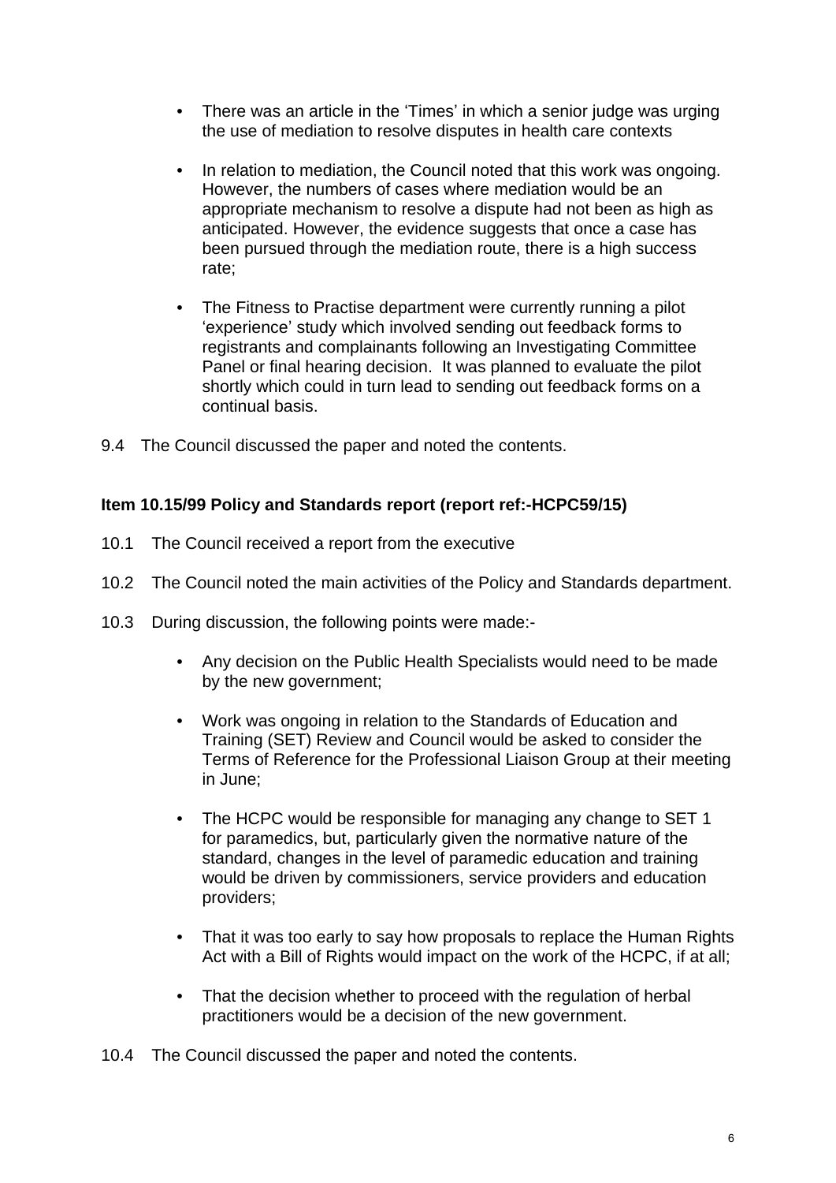- There was an article in the 'Times' in which a senior judge was urging the use of mediation to resolve disputes in health care contexts

- In relation to mediation, the Council noted that this work was ongoing. However, the numbers of cases where mediation would be an appropriate mechanism to resolve a dispute had not been as high as anticipated. However, the evidence suggests that once a case has been pursued through the mediation route, there is a high success rate;

- The Fitness to Practise department were currently running a pilot 'experience' study which involved sending out feedback forms to registrants and complainants following an Investigating Committee Panel or final hearing decision. It was planned to evaluate the pilot shortly which could in turn lead to sending out feedback forms on a continual basis.

9.4 The Council discussed the paper and noted the contents.

**Item 10.15/99 Policy and Standards report (report ref:-HCPC59/15)**

10.1 The Council received a report from the executive

10.2 The Council noted the main activities of the Policy and Standards department.

10.3 During discussion, the following points were made:-

- Any decision on the Public Health Specialists would need to be made by the new government;

- Work was ongoing in relation to the Standards of Education and Training (SET) Review and Council would be asked to consider the Terms of Reference for the Professional Liaison Group at their meeting in June;

- The HCPC would be responsible for managing any change to SET 1 for paramedics, but, particularly given the normative nature of the standard, changes in the level of paramedic education and training would be driven by commissioners, service providers and education providers;

- That it was too early to say how proposals to replace the Human Rights Act with a Bill of Rights would impact on the work of the HCPC, if at all;

- That the decision whether to proceed with the regulation of herbal practitioners would be a decision of the new government.

10.4 The Council discussed the paper and noted the contents.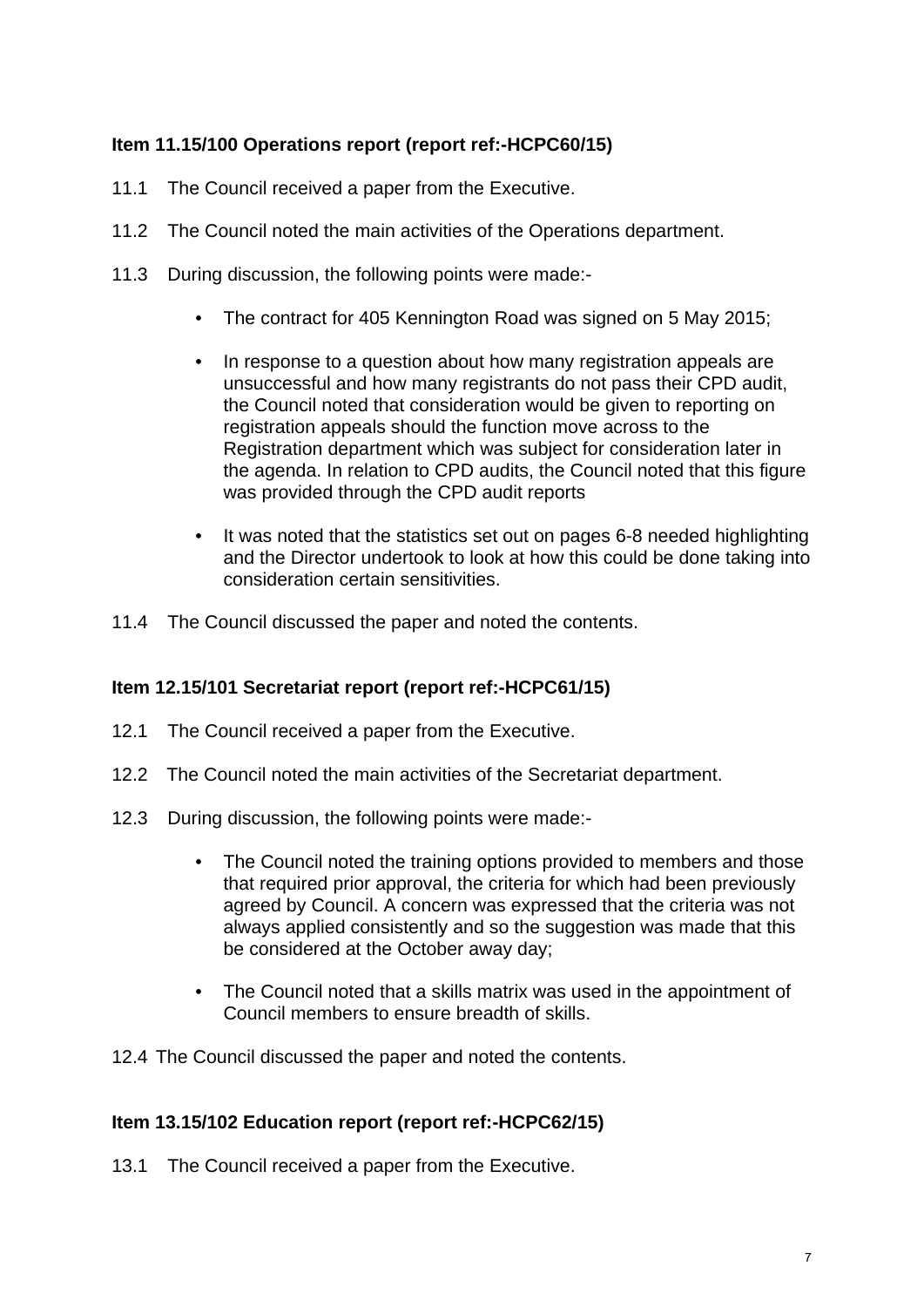**Item 11.15/100 Operations report (report ref:-HCPC60/15)**

11.1 The Council received a paper from the Executive.

11.2 The Council noted the main activities of the Operations department.

11.3 During discussion, the following points were made:-

- The contract for 405 Kennington Road was signed on 5 May 2015;
- In response to a question about how many registration appeals are unsuccessful and how many registrants do not pass their CPD audit, the Council noted that consideration would be given to reporting on registration appeals should the function move across to the Registration department which was subject for consideration later in the agenda. In relation to CPD audits, the Council noted that this figure was provided through the CPD audit reports
- It was noted that the statistics set out on pages 6-8 needed highlighting and the Director undertook to look at how this could be done taking into consideration certain sensitivities.

11.4 The Council discussed the paper and noted the contents.

**Item 12.15/101 Secretariat report (report ref:-HCPC61/15)**

12.1 The Council received a paper from the Executive.

12.2 The Council noted the main activities of the Secretariat department.

12.3 During discussion, the following points were made:-

- The Council noted the training options provided to members and those that required prior approval, the criteria for which had been previously agreed by Council. A concern was expressed that the criteria was not always applied consistently and so the suggestion was made that this be considered at the October away day;
- The Council noted that a skills matrix was used in the appointment of Council members to ensure breadth of skills.

12.4 The Council discussed the paper and noted the contents.

**Item 13.15/102 Education report (report ref:-HCPC62/15)**

13.1 The Council received a paper from the Executive.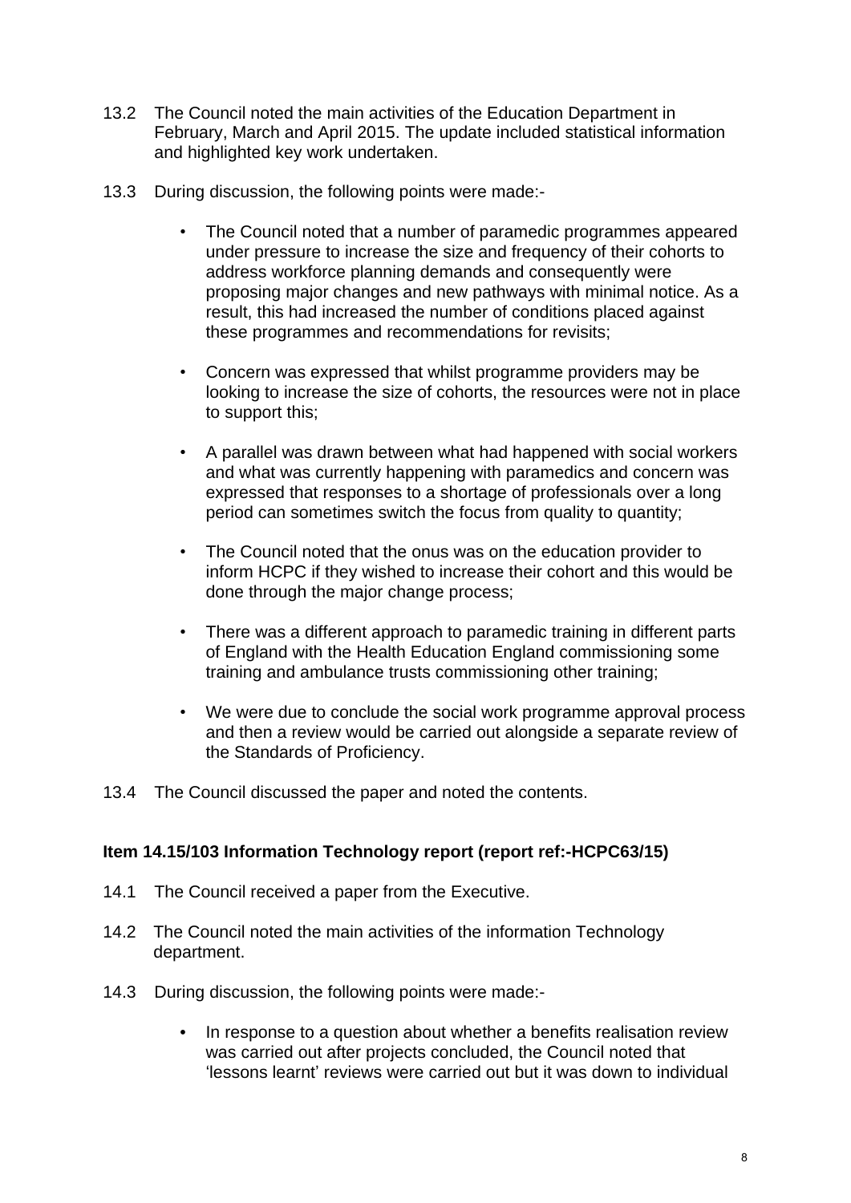13.2 The Council noted the main activities of the Education Department in February, March and April 2015. The update included statistical information and highlighted key work undertaken.

13.3 During discussion, the following points were made:-

- The Council noted that a number of paramedic programmes appeared under pressure to increase the size and frequency of their cohorts to address workforce planning demands and consequently were proposing major changes and new pathways with minimal notice. As a result, this had increased the number of conditions placed against these programmes and recommendations for revisits;

- Concern was expressed that whilst programme providers may be looking to increase the size of cohorts, the resources were not in place to support this;

- A parallel was drawn between what had happened with social workers and what was currently happening with paramedics and concern was expressed that responses to a shortage of professionals over a long period can sometimes switch the focus from quality to quantity;

- The Council noted that the onus was on the education provider to inform HCPC if they wished to increase their cohort and this would be done through the major change process;

- There was a different approach to paramedic training in different parts of England with the Health Education England commissioning some training and ambulance trusts commissioning other training;

- We were due to conclude the social work programme approval process and then a review would be carried out alongside a separate review of the Standards of Proficiency.

13.4 The Council discussed the paper and noted the contents.

**Item 14.15/103 Information Technology report (report ref:-HCPC63/15)**

14.1 The Council received a paper from the Executive.

14.2 The Council noted the main activities of the information Technology department.

14.3 During discussion, the following points were made:-

- In response to a question about whether a benefits realisation review was carried out after projects concluded, the Council noted that 'lessons learnt' reviews were carried out but it was down to individual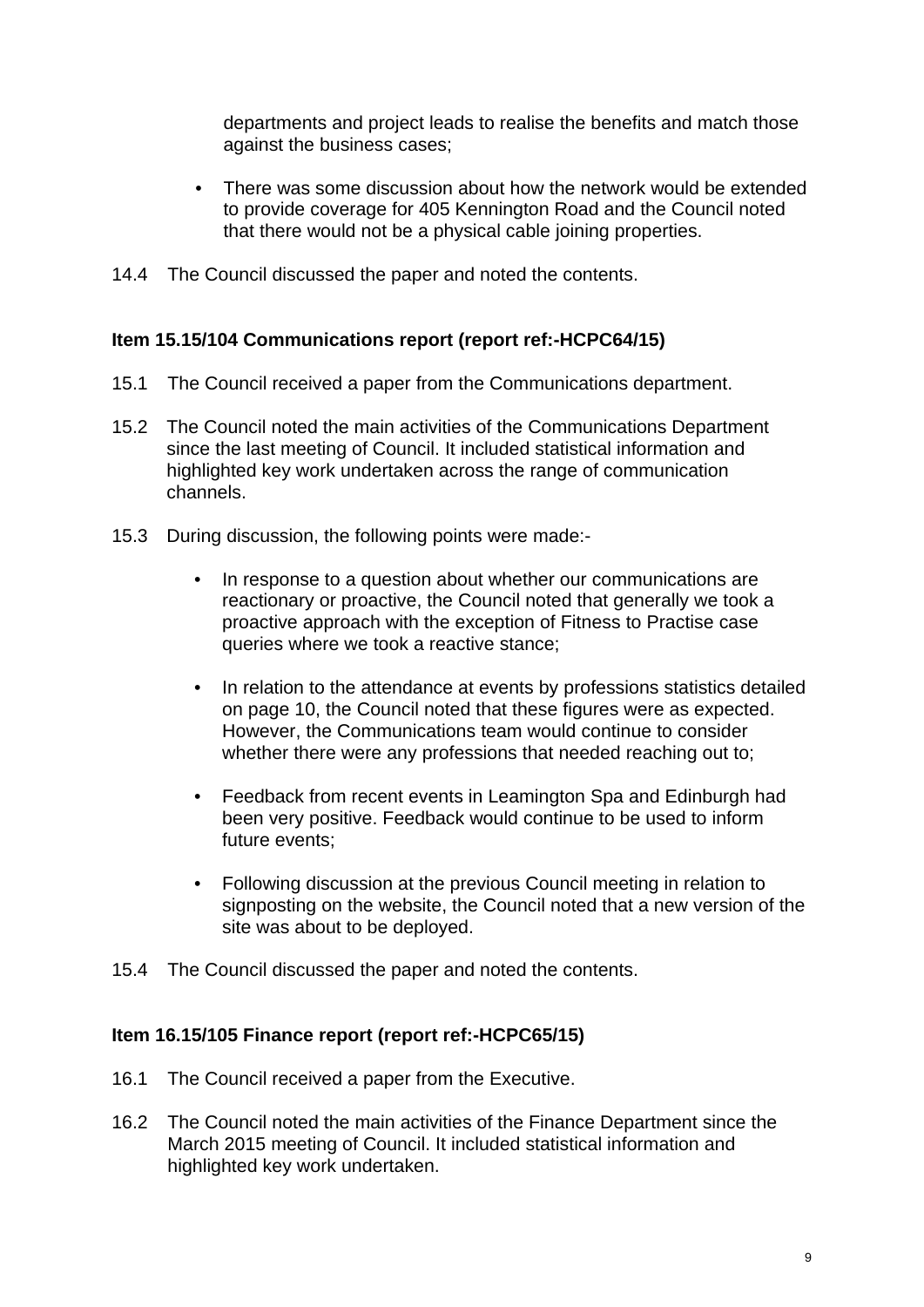departments and project leads to realise the benefits and match those against the business cases;

- There was some discussion about how the network would be extended to provide coverage for 405 Kennington Road and the Council noted that there would not be a physical cable joining properties.

14.4 The Council discussed the paper and noted the contents.

**Item 15.15/104 Communications report (report ref:-HCPC64/15)**

15.1 The Council received a paper from the Communications department.

15.2 The Council noted the main activities of the Communications Department since the last meeting of Council. It included statistical information and highlighted key work undertaken across the range of communication channels.

15.3 During discussion, the following points were made:-

- In response to a question about whether our communications are reactionary or proactive, the Council noted that generally we took a proactive approach with the exception of Fitness to Practise case queries where we took a reactive stance;

- In relation to the attendance at events by professions statistics detailed on page 10, the Council noted that these figures were as expected. However, the Communications team would continue to consider whether there were any professions that needed reaching out to;

- Feedback from recent events in Leamington Spa and Edinburgh had been very positive. Feedback would continue to be used to inform future events;

- Following discussion at the previous Council meeting in relation to signposting on the website, the Council noted that a new version of the site was about to be deployed.

15.4 The Council discussed the paper and noted the contents.

**Item 16.15/105 Finance report (report ref:-HCPC65/15)**

16.1 The Council received a paper from the Executive.

16.2 The Council noted the main activities of the Finance Department since the March 2015 meeting of Council. It included statistical information and highlighted key work undertaken.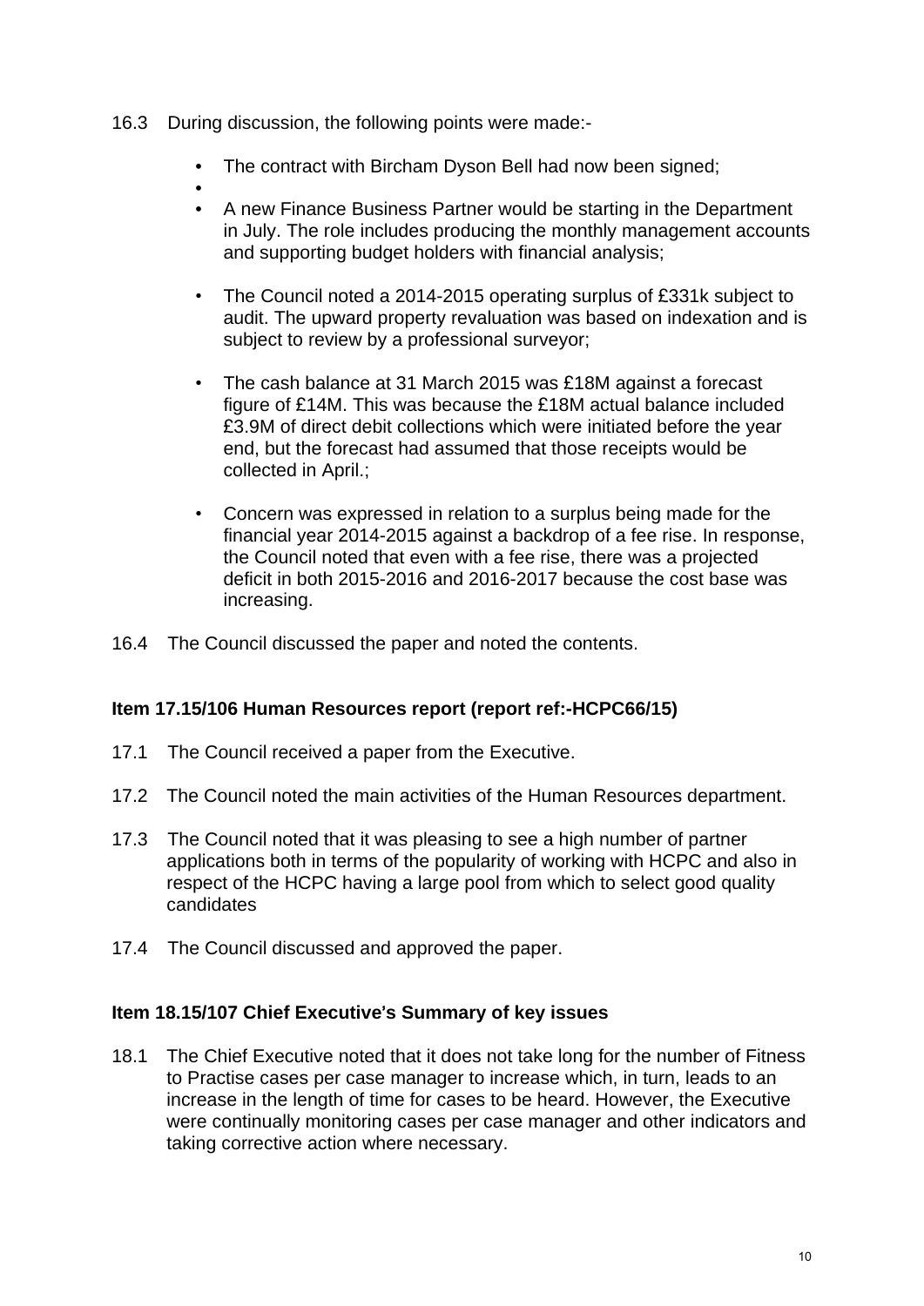16.3 During discussion, the following points were made:-

- The contract with Bircham Dyson Bell had now been signed;
- 
- A new Finance Business Partner would be starting in the Department in July. The role includes producing the monthly management accounts and supporting budget holders with financial analysis;
- The Council noted a 2014-2015 operating surplus of £331k subject to audit. The upward property revaluation was based on indexation and is subject to review by a professional surveyor;
- The cash balance at 31 March 2015 was £18M against a forecast figure of £14M. This was because the £18M actual balance included £3.9M of direct debit collections which were initiated before the year end, but the forecast had assumed that those receipts would be collected in April.;
- Concern was expressed in relation to a surplus being made for the financial year 2014-2015 against a backdrop of a fee rise. In response, the Council noted that even with a fee rise, there was a projected deficit in both 2015-2016 and 2016-2017 because the cost base was increasing.

16.4 The Council discussed the paper and noted the contents.

**Item 17.15/106 Human Resources report (report ref:-HCPC66/15)**

17.1 The Council received a paper from the Executive.

17.2 The Council noted the main activities of the Human Resources department.

17.3 The Council noted that it was pleasing to see a high number of partner applications both in terms of the popularity of working with HCPC and also in respect of the HCPC having a large pool from which to select good quality candidates

17.4 The Council discussed and approved the paper.

**Item 18.15/107 Chief Executive's Summary of key issues**

18.1 The Chief Executive noted that it does not take long for the number of Fitness to Practise cases per case manager to increase which, in turn, leads to an increase in the length of time for cases to be heard. However, the Executive were continually monitoring cases per case manager and other indicators and taking corrective action where necessary.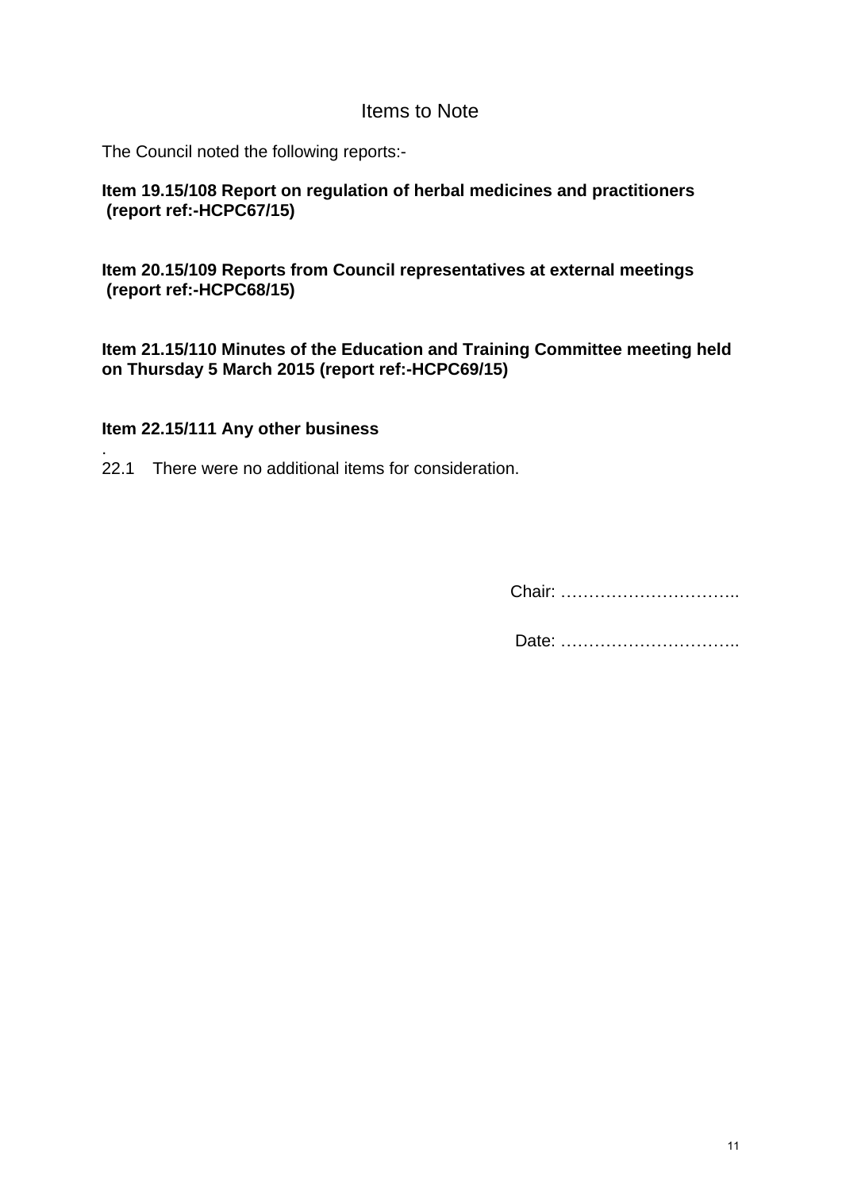## Items to Note

The Council noted the following reports:-

**Item 19.15/108 Report on regulation of herbal medicines and practitioners (report ref:-HCPC67/15)**

**Item 20.15/109 Reports from Council representatives at external meetings (report ref:-HCPC68/15)**

**Item 21.15/110 Minutes of the Education and Training Committee meeting held on Thursday 5 March 2015 (report ref:-HCPC69/15)**

**Item 22.15/111 Any other business**

.

22.1 There were no additional items for consideration.

Chair: …………………………..

Date: …………………………..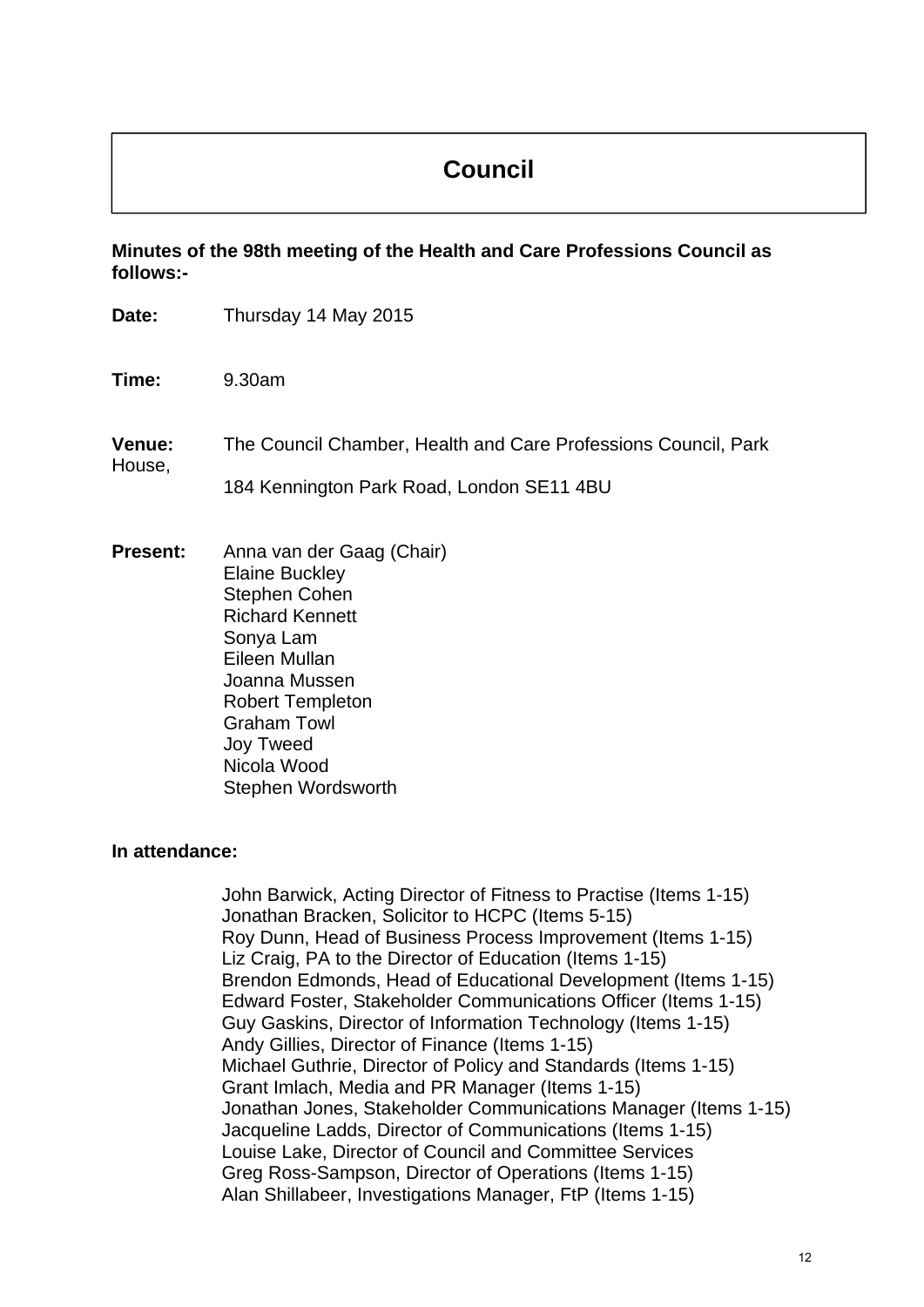# Council

**Minutes of the 98th meeting of the Health and Care Professions Council as follows:-**

**Date:** Thursday 14 May 2015

**Time:** 9.30am

**Venue:** The Council Chamber, Health and Care Professions Council, Park House, 184 Kennington Park Road, London SE11 4BU

**Present:** Anna van der Gaag (Chair)
Elaine Buckley
Stephen Cohen
Richard Kennett
Sonya Lam
Eileen Mullan
Joanna Mussen
Robert Templeton
Graham Towl
Joy Tweed
Nicola Wood
Stephen Wordsworth

**In attendance:**

John Barwick, Acting Director of Fitness to Practise (Items 1-15)
Jonathan Bracken, Solicitor to HCPC (Items 5-15)
Roy Dunn, Head of Business Process Improvement (Items 1-15)
Liz Craig, PA to the Director of Education (Items 1-15)
Brendon Edmonds, Head of Educational Development (Items 1-15)
Edward Foster, Stakeholder Communications Officer (Items 1-15)
Guy Gaskins, Director of Information Technology (Items 1-15)
Andy Gillies, Director of Finance (Items 1-15)
Michael Guthrie, Director of Policy and Standards (Items 1-15)
Grant Imlach, Media and PR Manager (Items 1-15)
Jonathan Jones, Stakeholder Communications Manager (Items 1-15)
Jacqueline Ladds, Director of Communications (Items 1-15)
Louise Lake, Director of Council and Committee Services
Greg Ross-Sampson, Director of Operations (Items 1-15)
Alan Shillabeer, Investigations Manager, FtP (Items 1-15)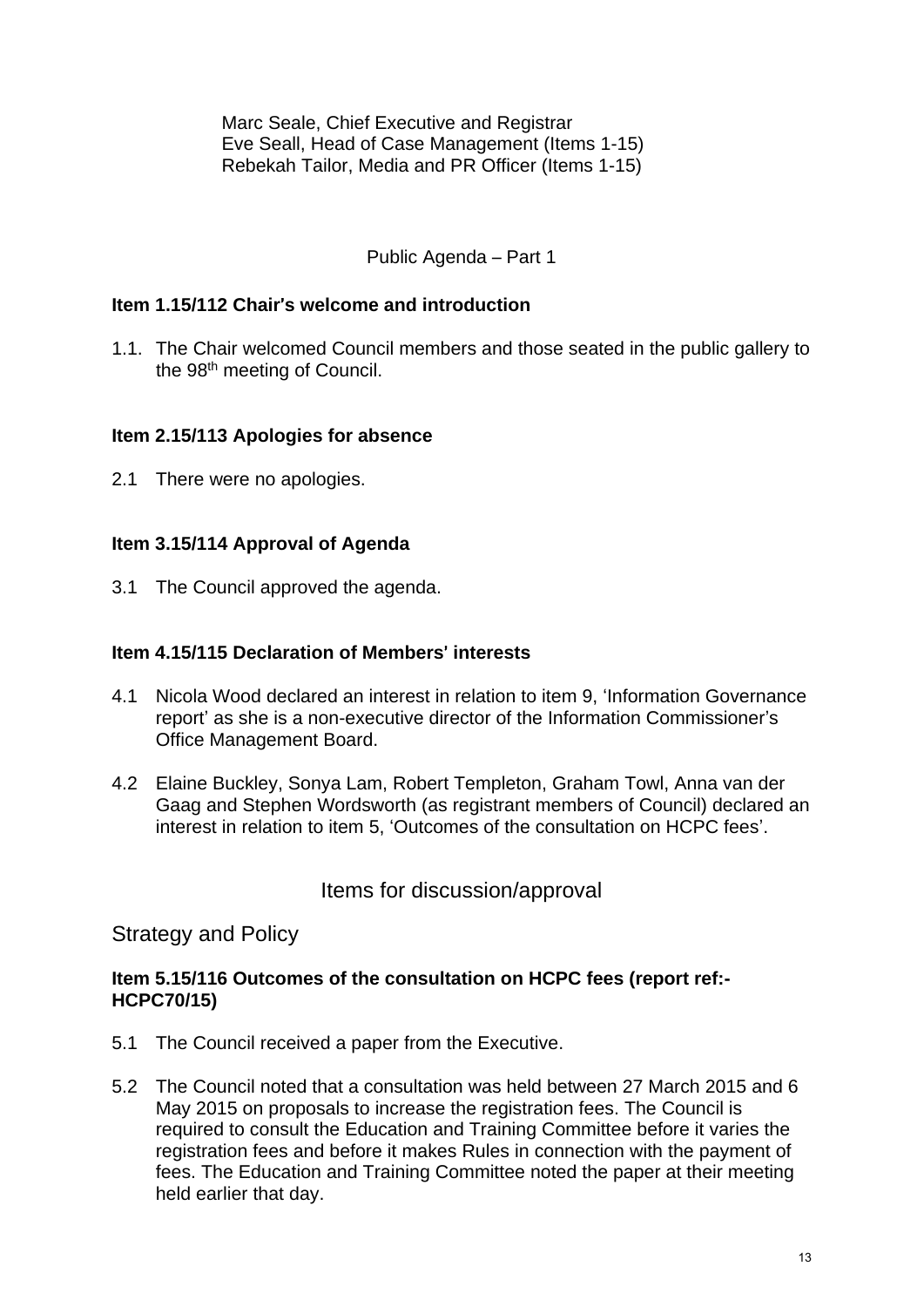Marc Seale, Chief Executive and Registrar
Eve Seall, Head of Case Management (Items 1-15)
Rebekah Tailor, Media and PR Officer (Items 1-15)

Public Agenda – Part 1

**Item 1.15/112 Chair's welcome and introduction**

1.1. The Chair welcomed Council members and those seated in the public gallery to the 98th meeting of Council.

**Item 2.15/113 Apologies for absence**

2.1 There were no apologies.

**Item 3.15/114 Approval of Agenda**

3.1 The Council approved the agenda.

**Item 4.15/115 Declaration of Members' interests**

4.1 Nicola Wood declared an interest in relation to item 9, 'Information Governance report' as she is a non-executive director of the Information Commissioner's Office Management Board.

4.2 Elaine Buckley, Sonya Lam, Robert Templeton, Graham Towl, Anna van der Gaag and Stephen Wordsworth (as registrant members of Council) declared an interest in relation to item 5, 'Outcomes of the consultation on HCPC fees'.

## Items for discussion/approval

### Strategy and Policy

**Item 5.15/116 Outcomes of the consultation on HCPC fees (report ref:- HCPC70/15)**

5.1 The Council received a paper from the Executive.

5.2 The Council noted that a consultation was held between 27 March 2015 and 6 May 2015 on proposals to increase the registration fees. The Council is required to consult the Education and Training Committee before it varies the registration fees and before it makes Rules in connection with the payment of fees. The Education and Training Committee noted the paper at their meeting held earlier that day.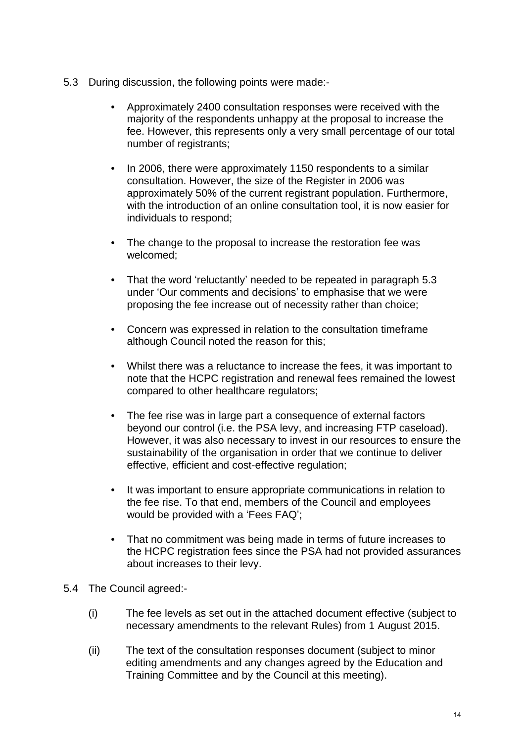5.3 During discussion, the following points were made:-

- Approximately 2400 consultation responses were received with the majority of the respondents unhappy at the proposal to increase the fee. However, this represents only a very small percentage of our total number of registrants;

- In 2006, there were approximately 1150 respondents to a similar consultation. However, the size of the Register in 2006 was approximately 50% of the current registrant population. Furthermore, with the introduction of an online consultation tool, it is now easier for individuals to respond;

- The change to the proposal to increase the restoration fee was welcomed;

- That the word 'reluctantly' needed to be repeated in paragraph 5.3 under 'Our comments and decisions' to emphasise that we were proposing the fee increase out of necessity rather than choice;

- Concern was expressed in relation to the consultation timeframe although Council noted the reason for this;

- Whilst there was a reluctance to increase the fees, it was important to note that the HCPC registration and renewal fees remained the lowest compared to other healthcare regulators;

- The fee rise was in large part a consequence of external factors beyond our control (i.e. the PSA levy, and increasing FTP caseload). However, it was also necessary to invest in our resources to ensure the sustainability of the organisation in order that we continue to deliver effective, efficient and cost-effective regulation;

- It was important to ensure appropriate communications in relation to the fee rise. To that end, members of the Council and employees would be provided with a 'Fees FAQ';

- That no commitment was being made in terms of future increases to the HCPC registration fees since the PSA had not provided assurances about increases to their levy.

5.4 The Council agreed:-

(i) The fee levels as set out in the attached document effective (subject to necessary amendments to the relevant Rules) from 1 August 2015.

(ii) The text of the consultation responses document (subject to minor editing amendments and any changes agreed by the Education and Training Committee and by the Council at this meeting).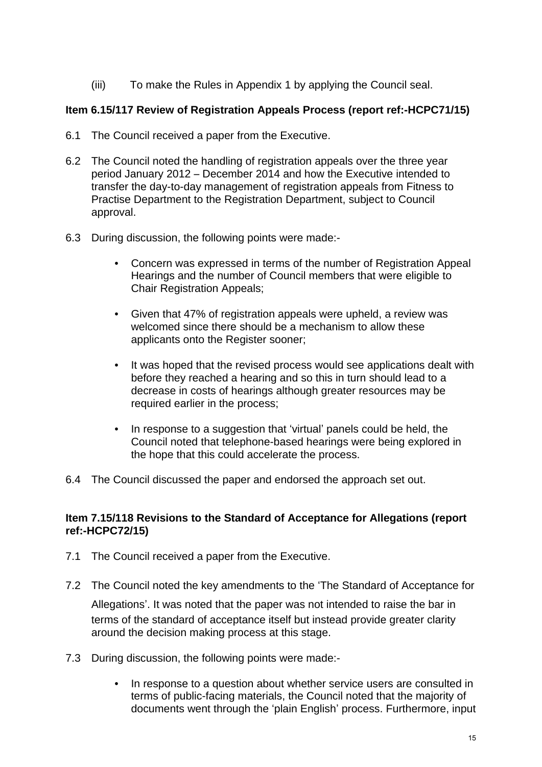(iii) To make the Rules in Appendix 1 by applying the Council seal.

**Item 6.15/117 Review of Registration Appeals Process (report ref:-HCPC71/15)**

6.1 The Council received a paper from the Executive.

6.2 The Council noted the handling of registration appeals over the three year period January 2012 – December 2014 and how the Executive intended to transfer the day-to-day management of registration appeals from Fitness to Practise Department to the Registration Department, subject to Council approval.

6.3 During discussion, the following points were made:-

- Concern was expressed in terms of the number of Registration Appeal Hearings and the number of Council members that were eligible to Chair Registration Appeals;

- Given that 47% of registration appeals were upheld, a review was welcomed since there should be a mechanism to allow these applicants onto the Register sooner;

- It was hoped that the revised process would see applications dealt with before they reached a hearing and so this in turn should lead to a decrease in costs of hearings although greater resources may be required earlier in the process;

- In response to a suggestion that 'virtual' panels could be held, the Council noted that telephone-based hearings were being explored in the hope that this could accelerate the process.

6.4 The Council discussed the paper and endorsed the approach set out.

**Item 7.15/118 Revisions to the Standard of Acceptance for Allegations (report ref:-HCPC72/15)**

7.1 The Council received a paper from the Executive.

7.2 The Council noted the key amendments to the 'The Standard of Acceptance for Allegations'. It was noted that the paper was not intended to raise the bar in terms of the standard of acceptance itself but instead provide greater clarity around the decision making process at this stage.

7.3 During discussion, the following points were made:-

- In response to a question about whether service users are consulted in terms of public-facing materials, the Council noted that the majority of documents went through the 'plain English' process. Furthermore, input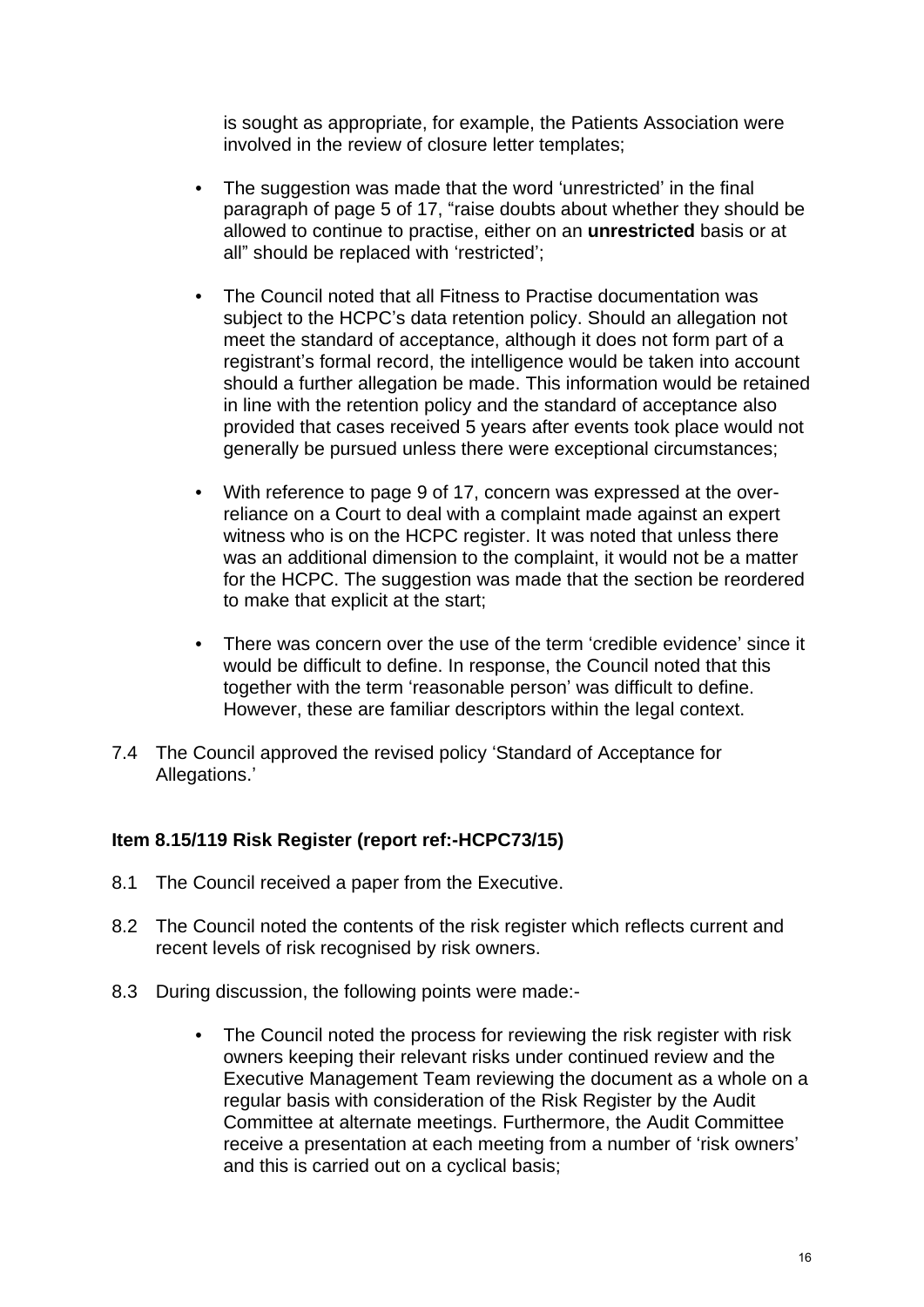is sought as appropriate, for example, the Patients Association were involved in the review of closure letter templates;

- The suggestion was made that the word 'unrestricted' in the final paragraph of page 5 of 17, "raise doubts about whether they should be allowed to continue to practise, either on an **unrestricted** basis or at all" should be replaced with 'restricted';

- The Council noted that all Fitness to Practise documentation was subject to the HCPC's data retention policy. Should an allegation not meet the standard of acceptance, although it does not form part of a registrant's formal record, the intelligence would be taken into account should a further allegation be made. This information would be retained in line with the retention policy and the standard of acceptance also provided that cases received 5 years after events took place would not generally be pursued unless there were exceptional circumstances;

- With reference to page 9 of 17, concern was expressed at the over-reliance on a Court to deal with a complaint made against an expert witness who is on the HCPC register. It was noted that unless there was an additional dimension to the complaint, it would not be a matter for the HCPC. The suggestion was made that the section be reordered to make that explicit at the start;

- There was concern over the use of the term 'credible evidence' since it would be difficult to define. In response, the Council noted that this together with the term 'reasonable person' was difficult to define. However, these are familiar descriptors within the legal context.

7.4 The Council approved the revised policy 'Standard of Acceptance for Allegations.'

**Item 8.15/119 Risk Register (report ref:-HCPC73/15)**

8.1 The Council received a paper from the Executive.

8.2 The Council noted the contents of the risk register which reflects current and recent levels of risk recognised by risk owners.

8.3 During discussion, the following points were made:-

- The Council noted the process for reviewing the risk register with risk owners keeping their relevant risks under continued review and the Executive Management Team reviewing the document as a whole on a regular basis with consideration of the Risk Register by the Audit Committee at alternate meetings. Furthermore, the Audit Committee receive a presentation at each meeting from a number of 'risk owners' and this is carried out on a cyclical basis;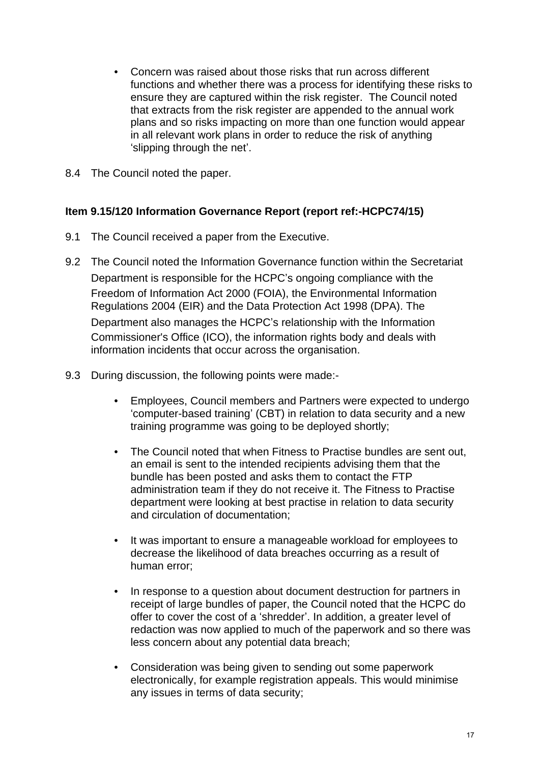- Concern was raised about those risks that run across different functions and whether there was a process for identifying these risks to ensure they are captured within the risk register. The Council noted that extracts from the risk register are appended to the annual work plans and so risks impacting on more than one function would appear in all relevant work plans in order to reduce the risk of anything 'slipping through the net'.

8.4 The Council noted the paper.

**Item 9.15/120 Information Governance Report (report ref:-HCPC74/15)**

9.1 The Council received a paper from the Executive.

9.2 The Council noted the Information Governance function within the Secretariat Department is responsible for the HCPC's ongoing compliance with the Freedom of Information Act 2000 (FOIA), the Environmental Information Regulations 2004 (EIR) and the Data Protection Act 1998 (DPA). The Department also manages the HCPC's relationship with the Information Commissioner's Office (ICO), the information rights body and deals with information incidents that occur across the organisation.

9.3 During discussion, the following points were made:-

- Employees, Council members and Partners were expected to undergo 'computer-based training' (CBT) in relation to data security and a new training programme was going to be deployed shortly;

- The Council noted that when Fitness to Practise bundles are sent out, an email is sent to the intended recipients advising them that the bundle has been posted and asks them to contact the FTP administration team if they do not receive it. The Fitness to Practise department were looking at best practise in relation to data security and circulation of documentation;

- It was important to ensure a manageable workload for employees to decrease the likelihood of data breaches occurring as a result of human error;

- In response to a question about document destruction for partners in receipt of large bundles of paper, the Council noted that the HCPC do offer to cover the cost of a 'shredder'. In addition, a greater level of redaction was now applied to much of the paperwork and so there was less concern about any potential data breach;

- Consideration was being given to sending out some paperwork electronically, for example registration appeals. This would minimise any issues in terms of data security;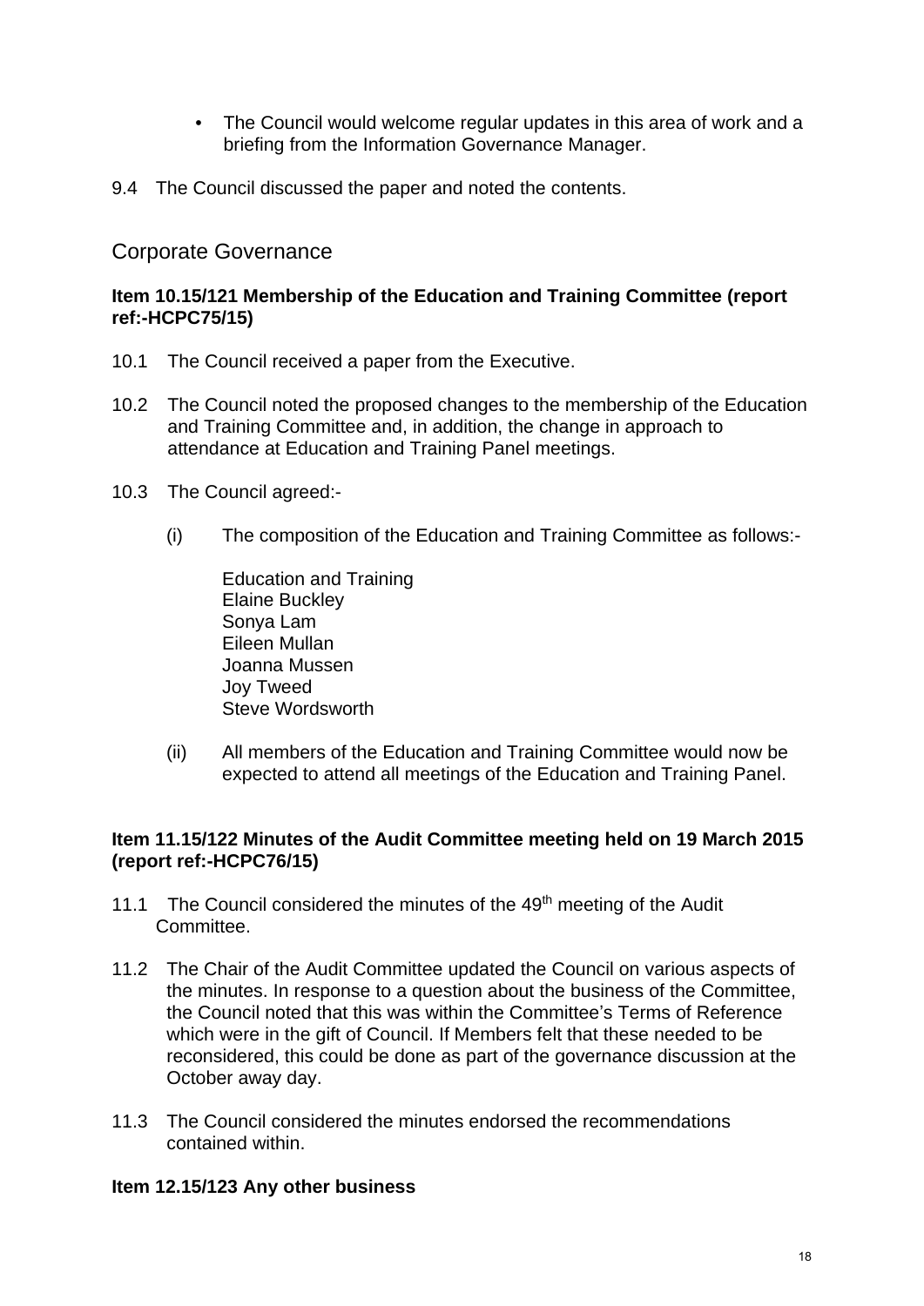- The Council would welcome regular updates in this area of work and a briefing from the Information Governance Manager.

9.4 The Council discussed the paper and noted the contents.

## Corporate Governance

**Item 10.15/121 Membership of the Education and Training Committee (report ref:-HCPC75/15)**

10.1 The Council received a paper from the Executive.

10.2 The Council noted the proposed changes to the membership of the Education and Training Committee and, in addition, the change in approach to attendance at Education and Training Panel meetings.

10.3 The Council agreed:-

(i) The composition of the Education and Training Committee as follows:-

Education and Training
Elaine Buckley
Sonya Lam
Eileen Mullan
Joanna Mussen
Joy Tweed
Steve Wordsworth

(ii) All members of the Education and Training Committee would now be expected to attend all meetings of the Education and Training Panel.

**Item 11.15/122 Minutes of the Audit Committee meeting held on 19 March 2015 (report ref:-HCPC76/15)**

11.1 The Council considered the minutes of the 49th meeting of the Audit Committee.

11.2 The Chair of the Audit Committee updated the Council on various aspects of the minutes. In response to a question about the business of the Committee, the Council noted that this was within the Committee's Terms of Reference which were in the gift of Council. If Members felt that these needed to be reconsidered, this could be done as part of the governance discussion at the October away day.

11.3 The Council considered the minutes endorsed the recommendations contained within.

**Item 12.15/123 Any other business**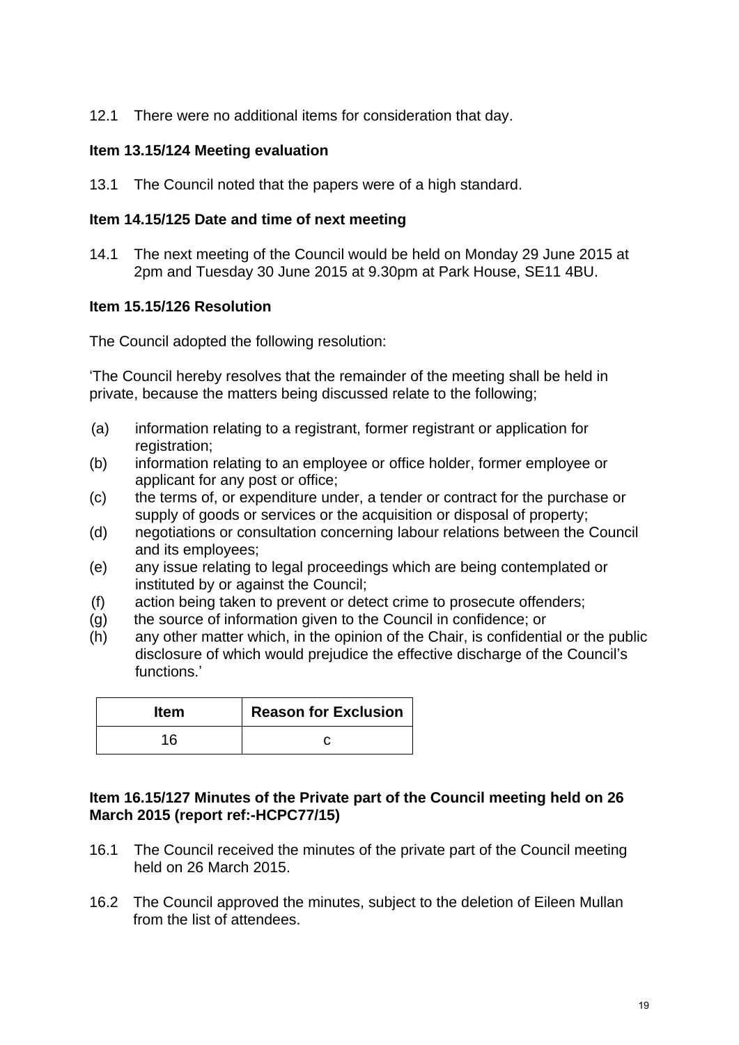12.1 There were no additional items for consideration that day.

**Item 13.15/124 Meeting evaluation**

13.1 The Council noted that the papers were of a high standard.

**Item 14.15/125 Date and time of next meeting**

14.1 The next meeting of the Council would be held on Monday 29 June 2015 at 2pm and Tuesday 30 June 2015 at 9.30pm at Park House, SE11 4BU.

**Item 15.15/126 Resolution**

The Council adopted the following resolution:

'The Council hereby resolves that the remainder of the meeting shall be held in private, because the matters being discussed relate to the following;

(a) information relating to a registrant, former registrant or application for registration;
(b) information relating to an employee or office holder, former employee or applicant for any post or office;
(c) the terms of, or expenditure under, a tender or contract for the purchase or supply of goods or services or the acquisition or disposal of property;
(d) negotiations or consultation concerning labour relations between the Council and its employees;
(e) any issue relating to legal proceedings which are being contemplated or instituted by or against the Council;
(f) action being taken to prevent or detect crime to prosecute offenders;
(g) the source of information given to the Council in confidence; or
(h) any other matter which, in the opinion of the Chair, is confidential or the public disclosure of which would prejudice the effective discharge of the Council's functions.'

| Item | Reason for Exclusion |
|---|---|
| 16 | c |

**Item 16.15/127 Minutes of the Private part of the Council meeting held on 26 March 2015 (report ref:-HCPC77/15)**

16.1 The Council received the minutes of the private part of the Council meeting held on 26 March 2015.

16.2 The Council approved the minutes, subject to the deletion of Eileen Mullan from the list of attendees.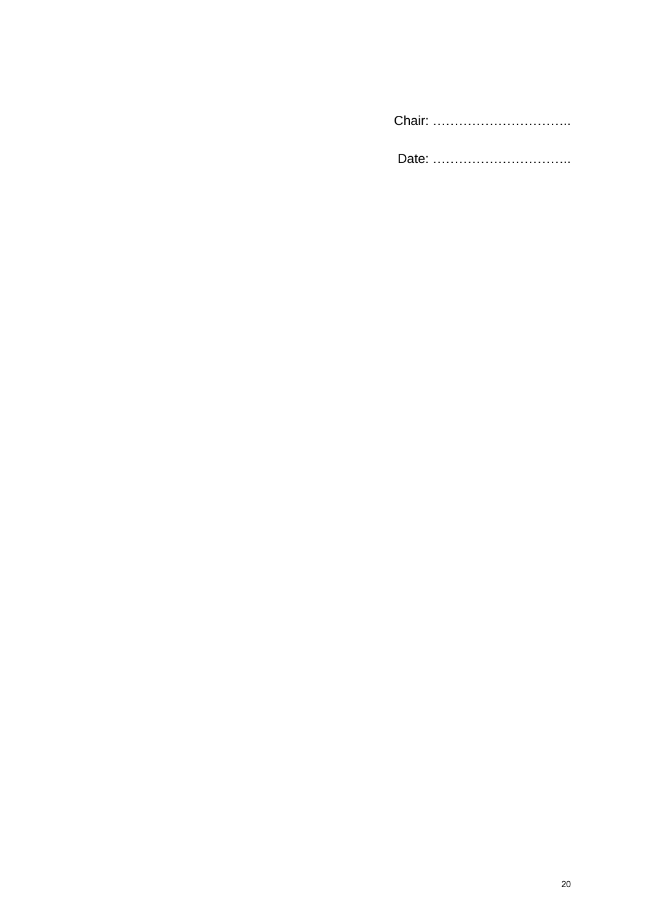Chair: …………………………..

Date: …………………………..